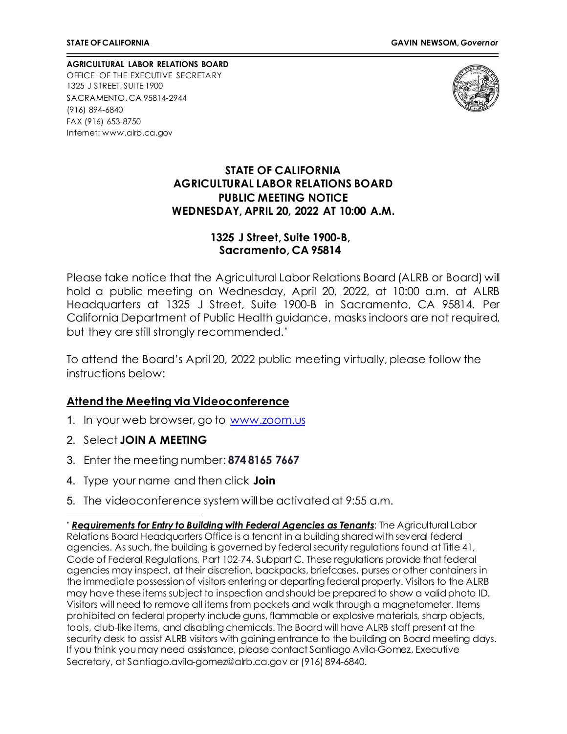**STATE OF CALIFORNIA** **GAVIN NEWSOM,** ***Governor***

**AGRICULTURAL LABOR RELATIONS BOARD**
OFFICE OF THE EXECUTIVE SECRETARY
1325 J STREET, SUITE 1900
SACRAMENTO, CA 95814-2944
(916) 894-6840
FAX (916) 653-8750
Internet: www.alrb.ca.gov

# STATE OF CALIFORNIA
# AGRICULTURAL LABOR RELATIONS BOARD
# PUBLIC MEETING NOTICE
# WEDNESDAY, APRIL 20, 2022 AT 10:00 A.M.

## 1325 J Street, Suite 1900-B, Sacramento, CA 95814

Please take notice that the Agricultural Labor Relations Board (ALRB or Board) will hold a public meeting on Wednesday, April 20, 2022, at 10:00 a.m. at ALRB Headquarters at 1325 J Street, Suite 1900-B in Sacramento, CA 95814. Per California Department of Public Health guidance, masks indoors are not required, but they are still strongly recommended.*

To attend the Board's April 20, 2022 public meeting virtually, please follow the instructions below:

## Attend the Meeting via Videoconference

1. In your web browser, go to www.zoom.us
2. Select **JOIN A MEETING**
3. Enter the meeting number: **874 8165 7667**
4. Type your name and then click **Join**
5. The videoconference system will be activated at 9:55 a.m.

---

* ***Requirements for Entry to Building with Federal Agencies as Tenants***: The Agricultural Labor Relations Board Headquarters Office is a tenant in a building shared with several federal agencies. As such, the building is governed by federal security regulations found at Title 41, Code of Federal Regulations, Part 102-74, Subpart C. These regulations provide that federal agencies may inspect, at their discretion, backpacks, briefcases, purses or other containers in the immediate possession of visitors entering or departing federal property. Visitors to the ALRB may have these items subject to inspection and should be prepared to show a valid photo ID. Visitors will need to remove all items from pockets and walk through a magnetometer. Items prohibited on federal property include guns, flammable or explosive materials, sharp objects, tools, club-like items, and disabling chemicals. The Board will have ALRB staff present at the security desk to assist ALRB visitors with gaining entrance to the building on Board meeting days. If you think you may need assistance, please contact Santiago Avila-Gomez, Executive Secretary, at Santiago.avila-gomez@alrb.ca.gov or (916) 894-6840.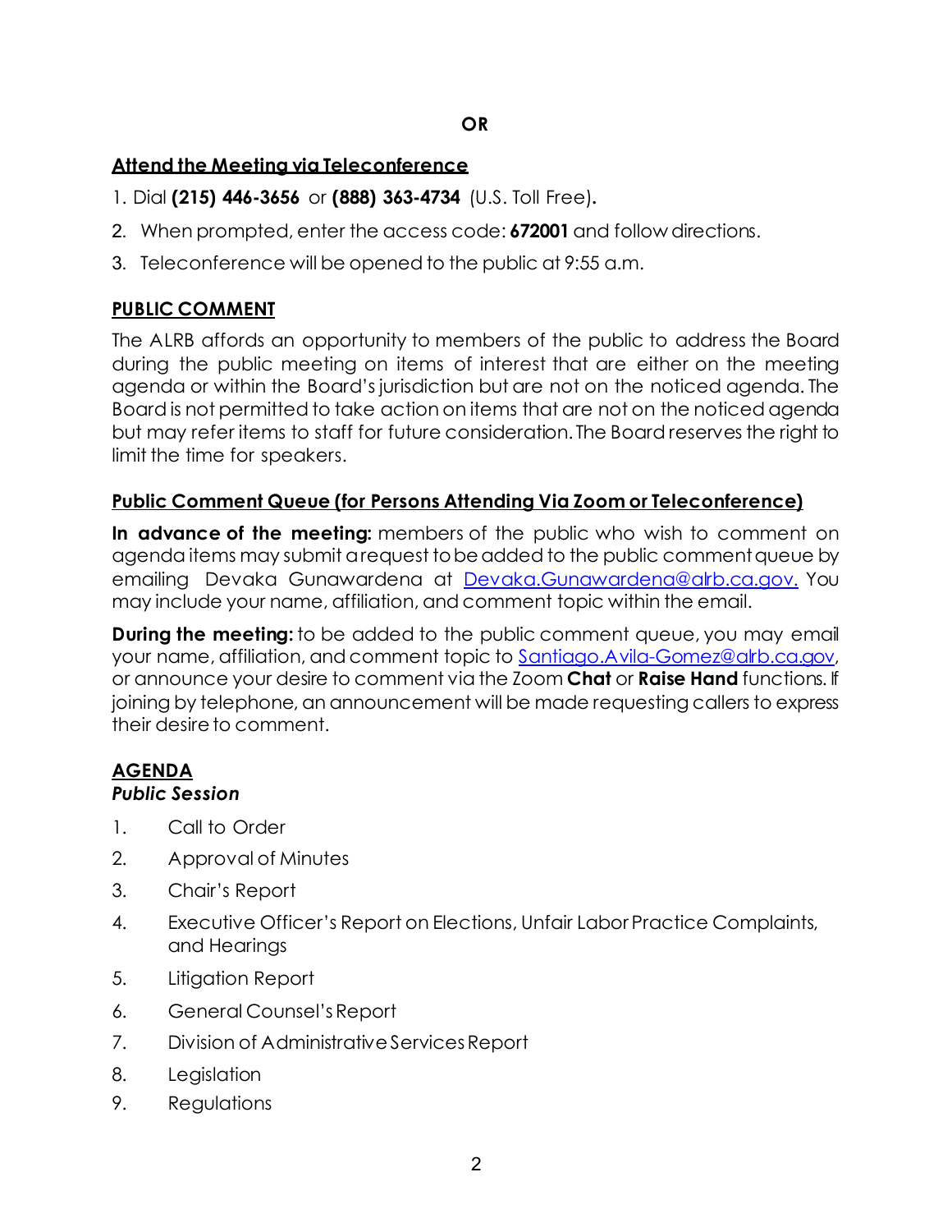**OR**

## Attend the Meeting via Teleconference

1. Dial **(215) 446-3656** or **(888) 363-4734** (U.S. Toll Free).
2. When prompted, enter the access code: **672001** and follow directions.
3. Teleconference will be opened to the public at 9:55 a.m.

## PUBLIC COMMENT

The ALRB affords an opportunity to members of the public to address the Board during the public meeting on items of interest that are either on the meeting agenda or within the Board's jurisdiction but are not on the noticed agenda. The Board is not permitted to take action on items that are not on the noticed agenda but may refer items to staff for future consideration. The Board reserves the right to limit the time for speakers.

### Public Comment Queue (for Persons Attending Via Zoom or Teleconference)

**In advance of the meeting:** members of the public who wish to comment on agenda items may submit a request to be added to the public comment queue by emailing Devaka Gunawardena at Devaka.Gunawardena@alrb.ca.gov. You may include your name, affiliation, and comment topic within the email.

**During the meeting:** to be added to the public comment queue, you may email your name, affiliation, and comment topic to Santiago.Avila-Gomez@alrb.ca.gov, or announce your desire to comment via the Zoom **Chat** or **Raise Hand** functions. If joining by telephone, an announcement will be made requesting callers to express their desire to comment.

## AGENDA

***Public Session***

1. Call to Order
2. Approval of Minutes
3. Chair's Report
4. Executive Officer's Report on Elections, Unfair Labor Practice Complaints, and Hearings
5. Litigation Report
6. General Counsel's Report
7. Division of Administrative Services Report
8. Legislation
9. Regulations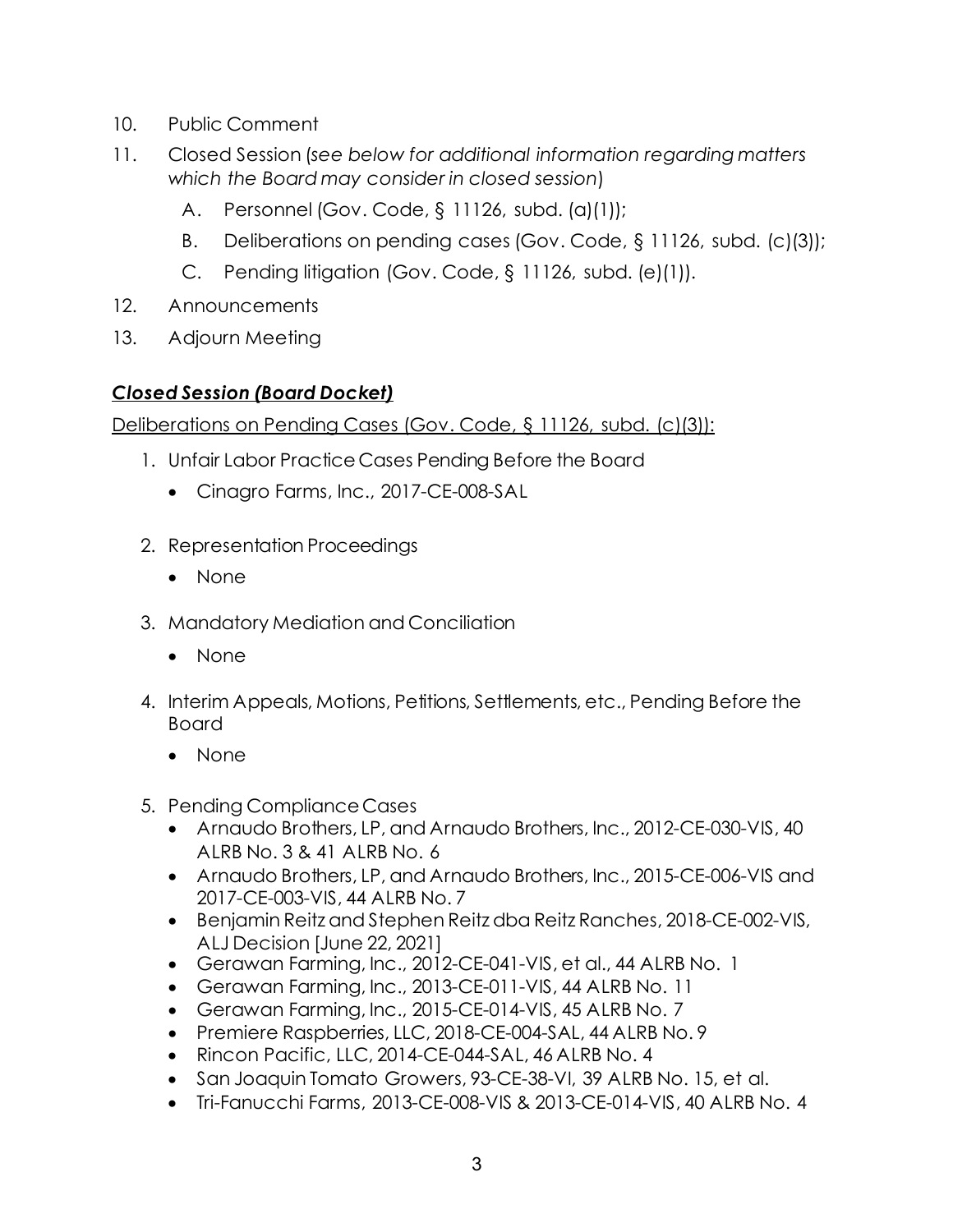10. Public Comment
11. Closed Session (*see below for additional information regarding matters which the Board may consider in closed session*)
    A. Personnel (Gov. Code, § 11126, subd. (a)(1));
    B. Deliberations on pending cases (Gov. Code, § 11126, subd. (c)(3));
    C. Pending litigation (Gov. Code, § 11126, subd. (e)(1)).
12. Announcements
13. Adjourn Meeting

## ***Closed Session (Board Docket)***

Deliberations on Pending Cases (Gov. Code, § 11126, subd. (c)(3)):

1. Unfair Labor Practice Cases Pending Before the Board
   - Cinagro Farms, Inc., 2017-CE-008-SAL
2. Representation Proceedings
   - None
3. Mandatory Mediation and Conciliation
   - None
4. Interim Appeals, Motions, Petitions, Settlements, etc., Pending Before the Board
   - None
5. Pending Compliance Cases
   - Arnaudo Brothers, LP, and Arnaudo Brothers, Inc., 2012-CE-030-VIS, 40 ALRB No. 3 & 41 ALRB No. 6
   - Arnaudo Brothers, LP, and Arnaudo Brothers, Inc., 2015-CE-006-VIS and 2017-CE-003-VIS, 44 ALRB No. 7
   - Benjamin Reitz and Stephen Reitz dba Reitz Ranches, 2018-CE-002-VIS, ALJ Decision [June 22, 2021]
   - Gerawan Farming, Inc., 2012-CE-041-VIS, et al., 44 ALRB No. 1
   - Gerawan Farming, Inc., 2013-CE-011-VIS, 44 ALRB No. 11
   - Gerawan Farming, Inc., 2015-CE-014-VIS, 45 ALRB No. 7
   - Premiere Raspberries, LLC, 2018-CE-004-SAL, 44 ALRB No. 9
   - Rincon Pacific, LLC, 2014-CE-044-SAL, 46 ALRB No. 4
   - San Joaquin Tomato Growers, 93-CE-38-VI, 39 ALRB No. 15, et al.
   - Tri-Fanucchi Farms, 2013-CE-008-VIS & 2013-CE-014-VIS, 40 ALRB No. 4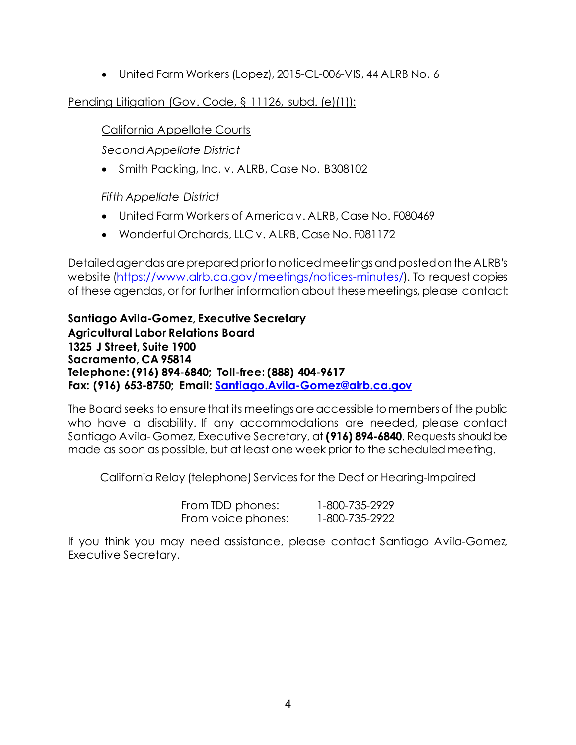- United Farm Workers (Lopez), 2015-CL-006-VIS, 44 ALRB No. 6

Pending Litigation (Gov. Code, § 11126, subd. (e)(1)):

California Appellate Courts

*Second Appellate District*

- Smith Packing, Inc. v. ALRB, Case No. B308102

*Fifth Appellate District*

- United Farm Workers of America v. ALRB, Case No. F080469
- Wonderful Orchards, LLC v. ALRB, Case No. F081172

Detailed agendas are prepared prior to noticed meetings and posted on the ALRB's website (https://www.alrb.ca.gov/meetings/notices-minutes/). To request copies of these agendas, or for further information about these meetings, please contact:

**Santiago Avila-Gomez, Executive Secretary**
**Agricultural Labor Relations Board**
**1325 J Street, Suite 1900**
**Sacramento, CA 95814**
**Telephone: (916) 894-6840; Toll-free: (888) 404-9617**
**Fax: (916) 653-8750; Email: Santiago.Avila-Gomez@alrb.ca.gov**

The Board seeks to ensure that its meetings are accessible to members of the public who have a disability. If any accommodations are needed, please contact Santiago Avila- Gomez, Executive Secretary, at **(916) 894-6840**. Requests should be made as soon as possible, but at least one week prior to the scheduled meeting.

California Relay (telephone) Services for the Deaf or Hearing-Impaired

| | |
|---|---|
| From TDD phones: | 1-800-735-2929 |
| From voice phones: | 1-800-735-2922 |

If you think you may need assistance, please contact Santiago Avila-Gomez, Executive Secretary.